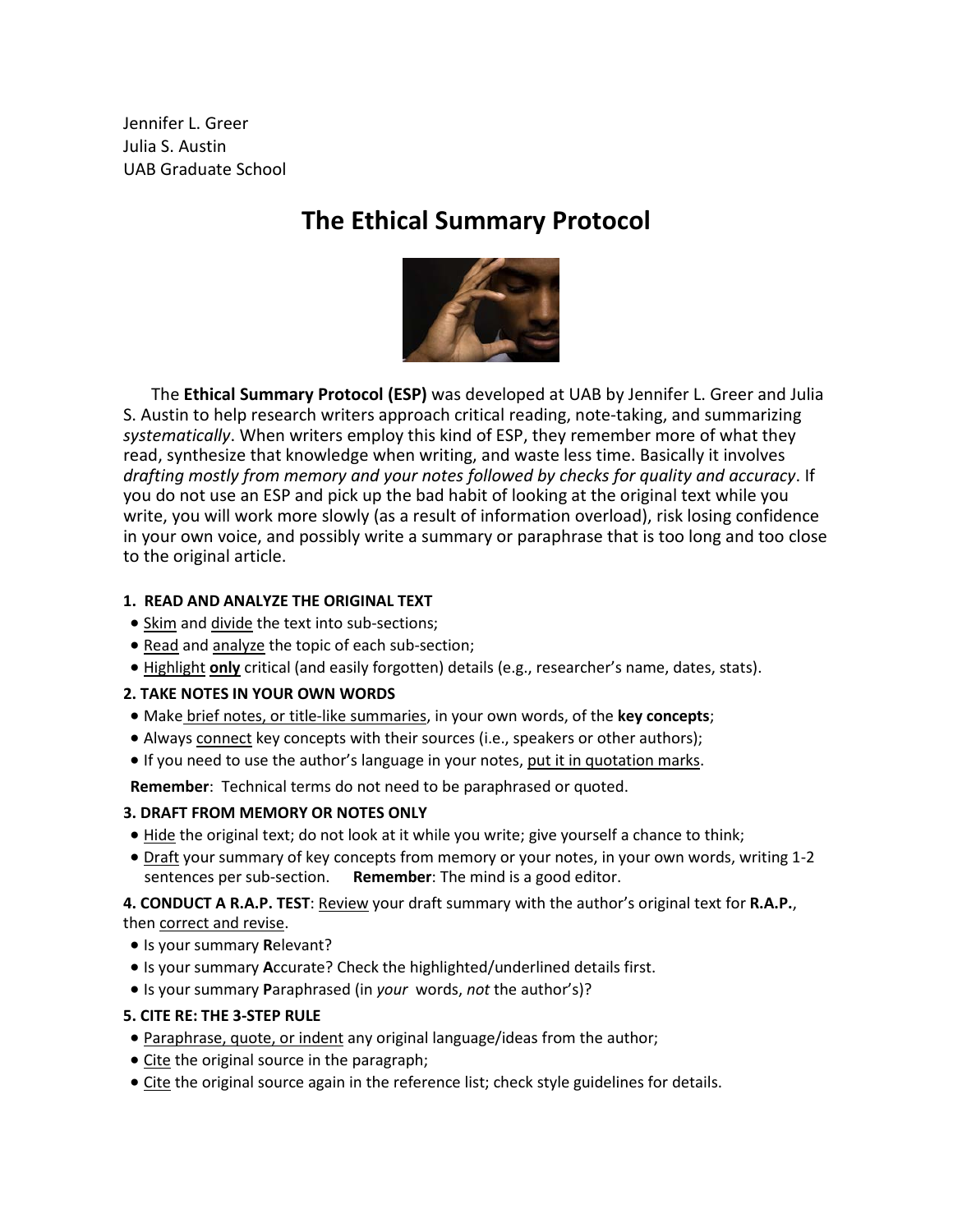Jennifer L. Greer
Julia S. Austin
UAB Graduate School

# The Ethical Summary Protocol

The **Ethical Summary Protocol (ESP)** was developed at UAB by Jennifer L. Greer and Julia S. Austin to help research writers approach critical reading, note-taking, and summarizing *systematically*. When writers employ this kind of ESP, they remember more of what they read, synthesize that knowledge when writing, and waste less time. Basically it involves *drafting mostly from memory and your notes followed by checks for quality and accuracy*. If you do not use an ESP and pick up the bad habit of looking at the original text while you write, you will work more slowly (as a result of information overload), risk losing confidence in your own voice, and possibly write a summary or paraphrase that is too long and too close to the original article.

**1. READ AND ANALYZE THE ORIGINAL TEXT**

- Skim and divide the text into sub-sections;
- Read and analyze the topic of each sub-section;
- Highlight **only** critical (and easily forgotten) details (e.g., researcher's name, dates, stats).

**2. TAKE NOTES IN YOUR OWN WORDS**

- Make brief notes, or title-like summaries, in your own words, of the **key concepts**;
- Always connect key concepts with their sources (i.e., speakers or other authors);
- If you need to use the author's language in your notes, put it in quotation marks.

**Remember**: Technical terms do not need to be paraphrased or quoted.

**3. DRAFT FROM MEMORY OR NOTES ONLY**

- Hide the original text; do not look at it while you write; give yourself a chance to think;
- Draft your summary of key concepts from memory or your notes, in your own words, writing 1-2 sentences per sub-section. **Remember**: The mind is a good editor.

**4. CONDUCT A R.A.P. TEST**: Review your draft summary with the author's original text for **R.A.P.**, then correct and revise.

- Is your summary **R**elevant?
- Is your summary **A**ccurate? Check the highlighted/underlined details first.
- Is your summary **P**araphrased (in *your* words, *not* the author's)?

**5. CITE RE: THE 3-STEP RULE**

- Paraphrase, quote, or indent any original language/ideas from the author;
- Cite the original source in the paragraph;
- Cite the original source again in the reference list; check style guidelines for details.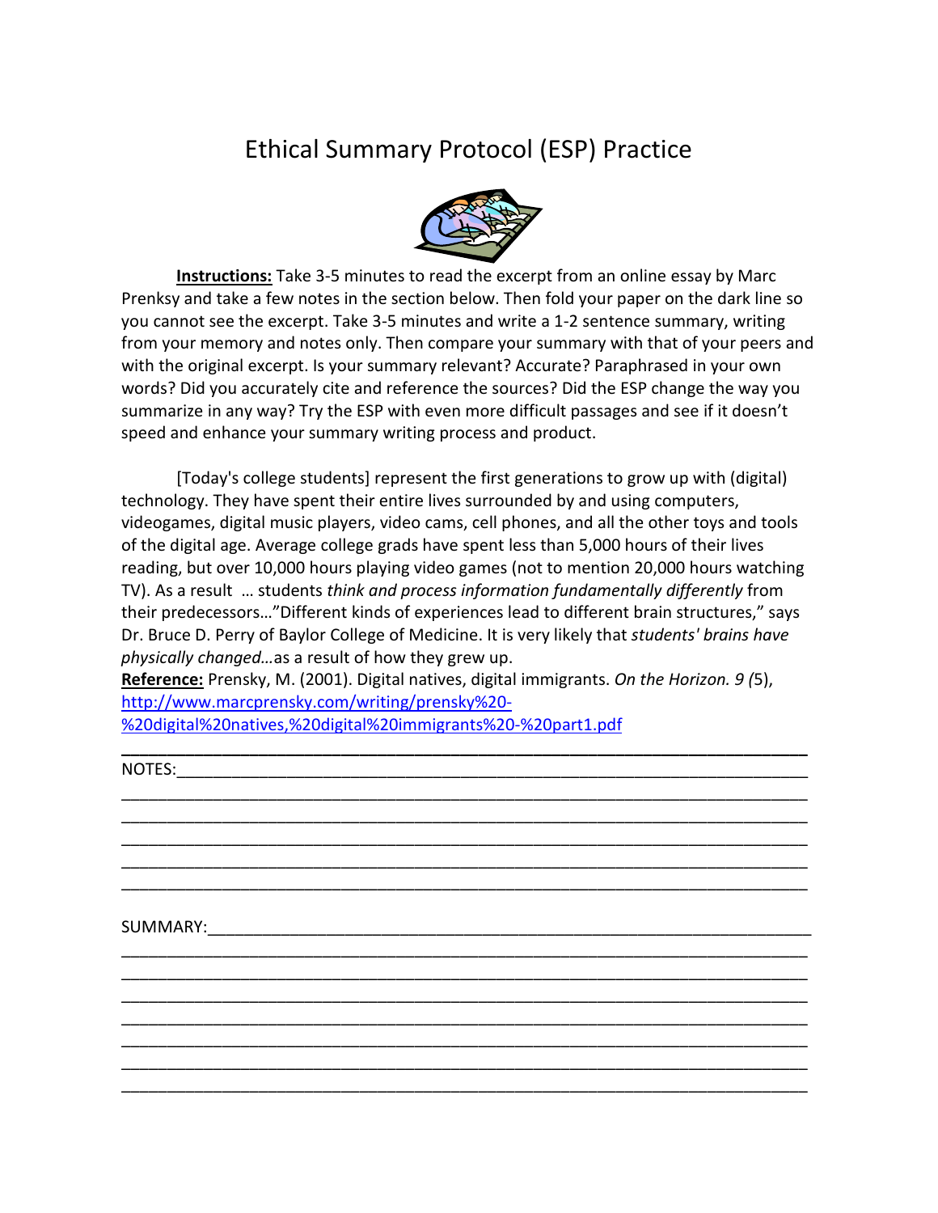# Ethical Summary Protocol (ESP) Practice

**Instructions:** Take 3-5 minutes to read the excerpt from an online essay by Marc Prenksy and take a few notes in the section below. Then fold your paper on the dark line so you cannot see the excerpt. Take 3-5 minutes and write a 1-2 sentence summary, writing from your memory and notes only. Then compare your summary with that of your peers and with the original excerpt. Is your summary relevant? Accurate? Paraphrased in your own words? Did you accurately cite and reference the sources? Did the ESP change the way you summarize in any way? Try the ESP with even more difficult passages and see if it doesn't speed and enhance your summary writing process and product.

[Today's college students] represent the first generations to grow up with (digital) technology. They have spent their entire lives surrounded by and using computers, videogames, digital music players, video cams, cell phones, and all the other toys and tools of the digital age. Average college grads have spent less than 5,000 hours of their lives reading, but over 10,000 hours playing video games (not to mention 20,000 hours watching TV). As a result … students *think and process information fundamentally differently* from their predecessors…"Different kinds of experiences lead to different brain structures," says Dr. Bruce D. Perry of Baylor College of Medicine. It is very likely that *students' brains have physically changed*…as a result of how they grew up.

**Reference:** Prensky, M. (2001). Digital natives, digital immigrants. *On the Horizon. 9 (*5), http://www.marcprensky.com/writing/prensky%20-%20digital%20natives,%20digital%20immigrants%20-%20part1.pdf

---

NOTES:_______________________________________________________________________

_____________________________________________________________________________

_____________________________________________________________________________

_____________________________________________________________________________

_____________________________________________________________________________

_____________________________________________________________________________

SUMMARY:_____________________________________________________________________

_____________________________________________________________________________

_____________________________________________________________________________

_____________________________________________________________________________

_____________________________________________________________________________

_____________________________________________________________________________

_____________________________________________________________________________

_____________________________________________________________________________